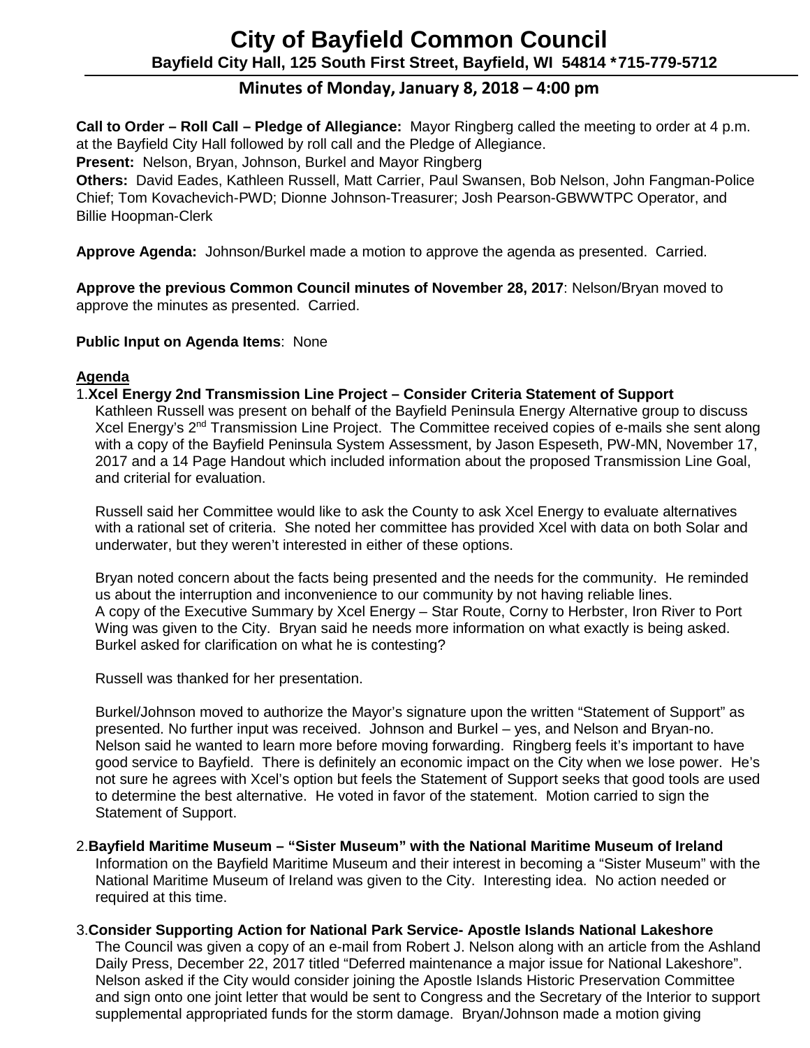# City of Bayfield Common Council

**Bayfield City Hall, 125 South First Street, Bayfield, WI 54814 *715-779-5712**

## Minutes of Monday, January 8, 2018 – 4:00 pm

**Call to Order – Roll Call – Pledge of Allegiance:** Mayor Ringberg called the meeting to order at 4 p.m. at the Bayfield City Hall followed by roll call and the Pledge of Allegiance.

**Present:** Nelson, Bryan, Johnson, Burkel and Mayor Ringberg

**Others:** David Eades, Kathleen Russell, Matt Carrier, Paul Swansen, Bob Nelson, John Fangman-Police Chief; Tom Kovachevich-PWD; Dionne Johnson-Treasurer; Josh Pearson-GBWWTPC Operator, and Billie Hoopman-Clerk

**Approve Agenda:** Johnson/Burkel made a motion to approve the agenda as presented. Carried.

**Approve the previous Common Council minutes of November 28, 2017**: Nelson/Bryan moved to approve the minutes as presented. Carried.

**Public Input on Agenda Items**: None

**Agenda**

1. **Xcel Energy 2nd Transmission Line Project – Consider Criteria Statement of Support**

   Kathleen Russell was present on behalf of the Bayfield Peninsula Energy Alternative group to discuss Xcel Energy's 2nd Transmission Line Project. The Committee received copies of e-mails she sent along with a copy of the Bayfield Peninsula System Assessment, by Jason Espeseth, PW-MN, November 17, 2017 and a 14 Page Handout which included information about the proposed Transmission Line Goal, and criterial for evaluation.

   Russell said her Committee would like to ask the County to ask Xcel Energy to evaluate alternatives with a rational set of criteria. She noted her committee has provided Xcel with data on both Solar and underwater, but they weren't interested in either of these options.

   Bryan noted concern about the facts being presented and the needs for the community. He reminded us about the interruption and inconvenience to our community by not having reliable lines. A copy of the Executive Summary by Xcel Energy – Star Route, Corny to Herbster, Iron River to Port Wing was given to the City. Bryan said he needs more information on what exactly is being asked. Burkel asked for clarification on what he is contesting?

   Russell was thanked for her presentation.

   Burkel/Johnson moved to authorize the Mayor's signature upon the written "Statement of Support" as presented. No further input was received. Johnson and Burkel – yes, and Nelson and Bryan-no. Nelson said he wanted to learn more before moving forwarding. Ringberg feels it's important to have good service to Bayfield. There is definitely an economic impact on the City when we lose power. He's not sure he agrees with Xcel's option but feels the Statement of Support seeks that good tools are used to determine the best alternative. He voted in favor of the statement. Motion carried to sign the Statement of Support.

2. **Bayfield Maritime Museum – "Sister Museum" with the National Maritime Museum of Ireland**

   Information on the Bayfield Maritime Museum and their interest in becoming a "Sister Museum" with the National Maritime Museum of Ireland was given to the City. Interesting idea. No action needed or required at this time.

3. **Consider Supporting Action for National Park Service- Apostle Islands National Lakeshore**

   The Council was given a copy of an e-mail from Robert J. Nelson along with an article from the Ashland Daily Press, December 22, 2017 titled "Deferred maintenance a major issue for National Lakeshore". Nelson asked if the City would consider joining the Apostle Islands Historic Preservation Committee and sign onto one joint letter that would be sent to Congress and the Secretary of the Interior to support supplemental appropriated funds for the storm damage. Bryan/Johnson made a motion giving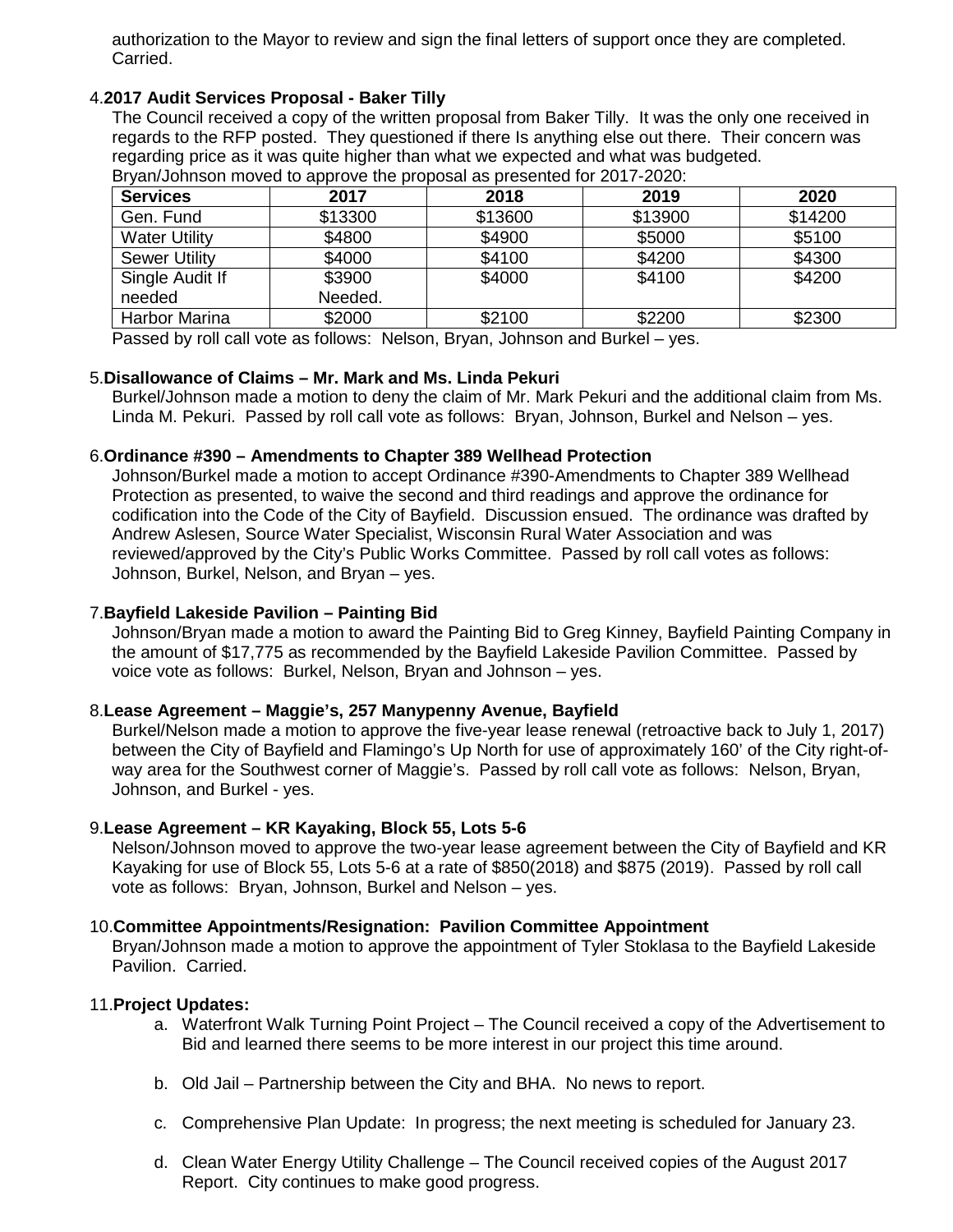authorization to the Mayor to review and sign the final letters of support once they are completed. Carried.

4. **2017 Audit Services Proposal - Baker Tilly**

The Council received a copy of the written proposal from Baker Tilly. It was the only one received in regards to the RFP posted. They questioned if there Is anything else out there. Their concern was regarding price as it was quite higher than what we expected and what was budgeted.

Bryan/Johnson moved to approve the proposal as presented for 2017-2020:

| Services | 2017 | 2018 | 2019 | 2020 |
|---|---|---|---|---|
| Gen. Fund | $13300 | $13600 | $13900 | $14200 |
| Water Utility | $4800 | $4900 | $5000 | $5100 |
| Sewer Utility | $4000 | $4100 | $4200 | $4300 |
| Single Audit If needed | $3900 Needed. | $4000 | $4100 | $4200 |
| Harbor Marina | $2000 | $2100 | $2200 | $2300 |

Passed by roll call vote as follows: Nelson, Bryan, Johnson and Burkel – yes.

5. **Disallowance of Claims – Mr. Mark and Ms. Linda Pekuri**

Burkel/Johnson made a motion to deny the claim of Mr. Mark Pekuri and the additional claim from Ms. Linda M. Pekuri. Passed by roll call vote as follows: Bryan, Johnson, Burkel and Nelson – yes.

6. **Ordinance #390 – Amendments to Chapter 389 Wellhead Protection**

Johnson/Burkel made a motion to accept Ordinance #390-Amendments to Chapter 389 Wellhead Protection as presented, to waive the second and third readings and approve the ordinance for codification into the Code of the City of Bayfield. Discussion ensued. The ordinance was drafted by Andrew Aslesen, Source Water Specialist, Wisconsin Rural Water Association and was reviewed/approved by the City's Public Works Committee. Passed by roll call votes as follows: Johnson, Burkel, Nelson, and Bryan – yes.

7. **Bayfield Lakeside Pavilion – Painting Bid**

Johnson/Bryan made a motion to award the Painting Bid to Greg Kinney, Bayfield Painting Company in the amount of $17,775 as recommended by the Bayfield Lakeside Pavilion Committee. Passed by voice vote as follows: Burkel, Nelson, Bryan and Johnson – yes.

8. **Lease Agreement – Maggie's, 257 Manypenny Avenue, Bayfield**

Burkel/Nelson made a motion to approve the five-year lease renewal (retroactive back to July 1, 2017) between the City of Bayfield and Flamingo's Up North for use of approximately 160' of the City right-of-way area for the Southwest corner of Maggie's. Passed by roll call vote as follows: Nelson, Bryan, Johnson, and Burkel - yes.

9. **Lease Agreement – KR Kayaking, Block 55, Lots 5-6**

Nelson/Johnson moved to approve the two-year lease agreement between the City of Bayfield and KR Kayaking for use of Block 55, Lots 5-6 at a rate of $850(2018) and $875 (2019). Passed by roll call vote as follows: Bryan, Johnson, Burkel and Nelson – yes.

10. **Committee Appointments/Resignation: Pavilion Committee Appointment**

Bryan/Johnson made a motion to approve the appointment of Tyler Stoklasa to the Bayfield Lakeside Pavilion. Carried.

11. **Project Updates:**

a. Waterfront Walk Turning Point Project – The Council received a copy of the Advertisement to Bid and learned there seems to be more interest in our project this time around.

b. Old Jail – Partnership between the City and BHA. No news to report.

c. Comprehensive Plan Update: In progress; the next meeting is scheduled for January 23.

d. Clean Water Energy Utility Challenge – The Council received copies of the August 2017 Report. City continues to make good progress.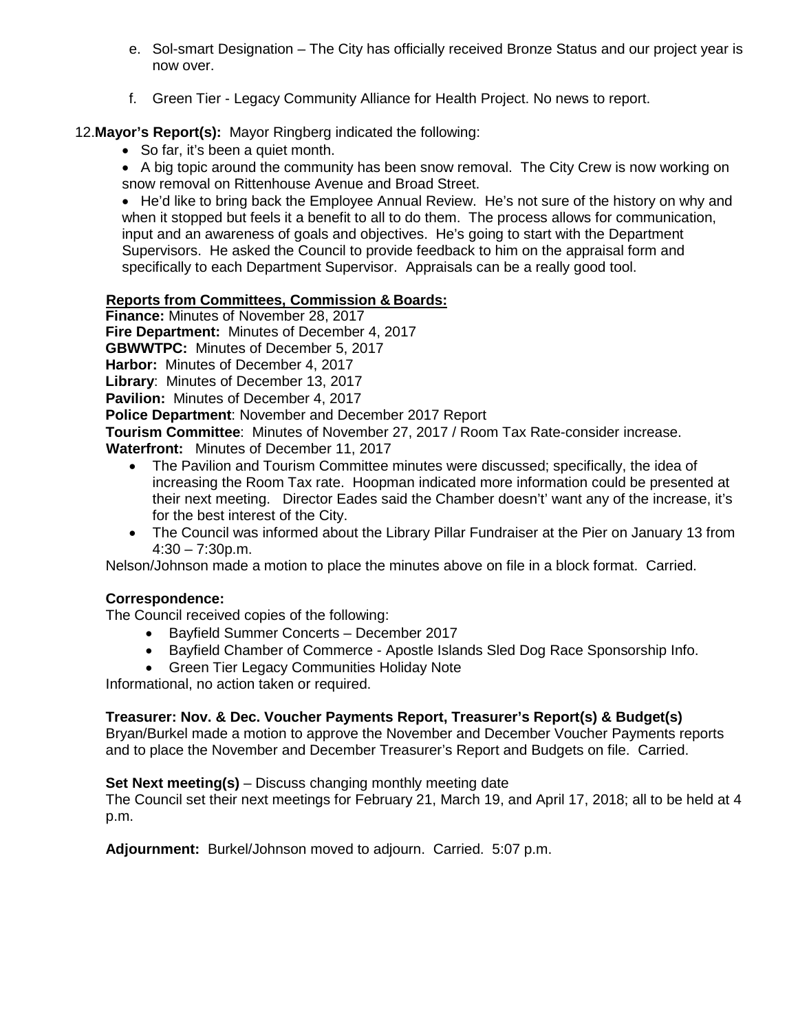e. Sol-smart Designation – The City has officially received Bronze Status and our project year is now over.

f. Green Tier - Legacy Community Alliance for Health Project. No news to report.

12. **Mayor's Report(s):** Mayor Ringberg indicated the following:

- So far, it's been a quiet month.
- A big topic around the community has been snow removal. The City Crew is now working on snow removal on Rittenhouse Avenue and Broad Street.
- He'd like to bring back the Employee Annual Review. He's not sure of the history on why and when it stopped but feels it a benefit to all to do them. The process allows for communication, input and an awareness of goals and objectives. He's going to start with the Department Supervisors. He asked the Council to provide feedback to him on the appraisal form and specifically to each Department Supervisor. Appraisals can be a really good tool.

**Reports from Committees, Commission & Boards:**

**Finance:** Minutes of November 28, 2017
**Fire Department:** Minutes of December 4, 2017
**GBWWTPC:** Minutes of December 5, 2017
**Harbor:** Minutes of December 4, 2017
**Library**: Minutes of December 13, 2017
**Pavilion:** Minutes of December 4, 2017
**Police Department**: November and December 2017 Report
**Tourism Committee**: Minutes of November 27, 2017 / Room Tax Rate-consider increase.
**Waterfront:** Minutes of December 11, 2017

- The Pavilion and Tourism Committee minutes were discussed; specifically, the idea of increasing the Room Tax rate. Hoopman indicated more information could be presented at their next meeting. Director Eades said the Chamber doesn't' want any of the increase, it's for the best interest of the City.
- The Council was informed about the Library Pillar Fundraiser at the Pier on January 13 from 4:30 – 7:30p.m.

Nelson/Johnson made a motion to place the minutes above on file in a block format. Carried.

**Correspondence:**
The Council received copies of the following:

- Bayfield Summer Concerts – December 2017
- Bayfield Chamber of Commerce - Apostle Islands Sled Dog Race Sponsorship Info.
- Green Tier Legacy Communities Holiday Note

Informational, no action taken or required.

**Treasurer: Nov. & Dec. Voucher Payments Report, Treasurer's Report(s) & Budget(s)**
Bryan/Burkel made a motion to approve the November and December Voucher Payments reports and to place the November and December Treasurer's Report and Budgets on file. Carried.

**Set Next meeting(s)** – Discuss changing monthly meeting date
The Council set their next meetings for February 21, March 19, and April 17, 2018; all to be held at 4 p.m.

**Adjournment:** Burkel/Johnson moved to adjourn. Carried. 5:07 p.m.